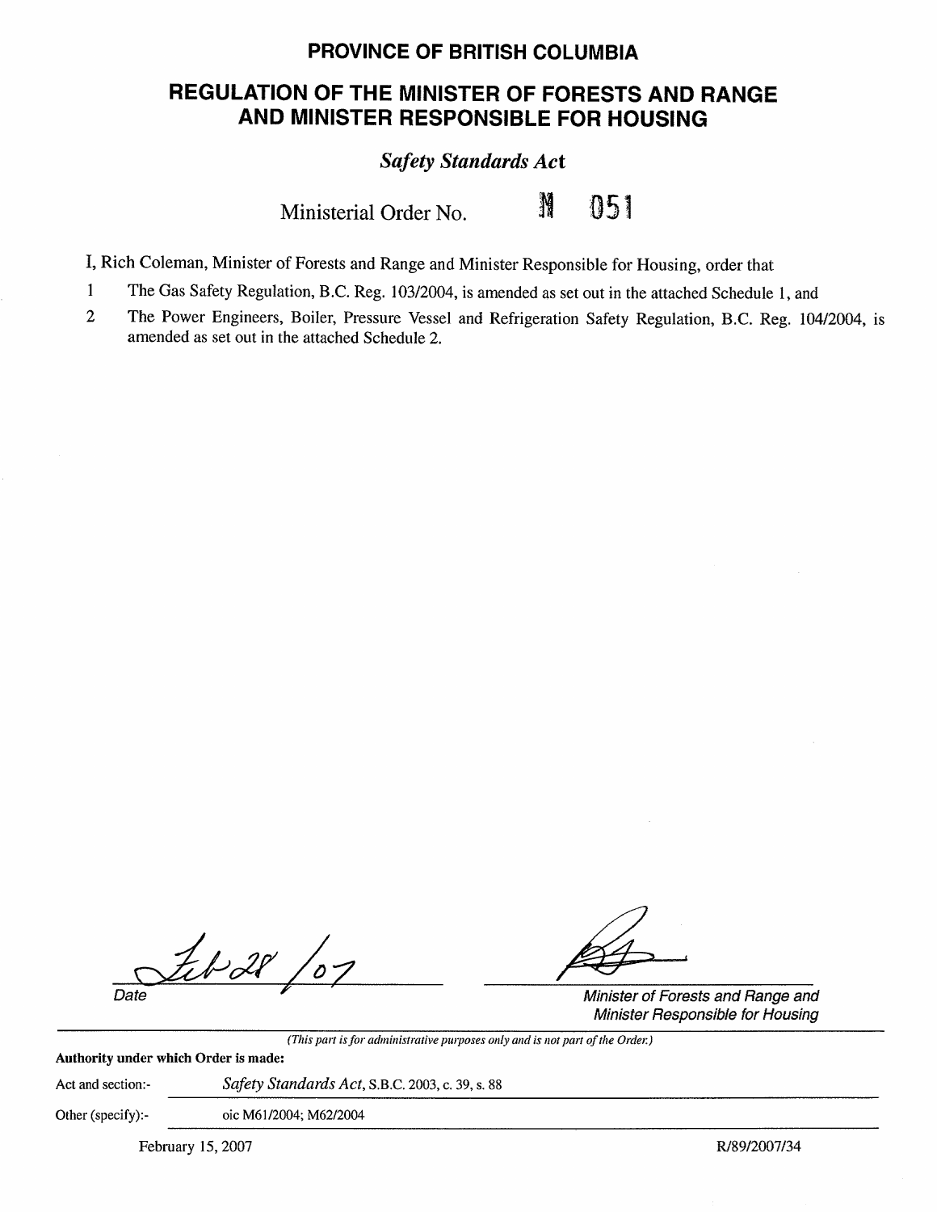# PROVINCE OF BRITISH COLUMBIA

## REGULATION OF THE MINISTER OF FORESTS AND RANGE AND MINISTER RESPONSIBLE FOR HOUSING

*Safety Standards Act*

Ministerial Order No. M 051

I, Rich Coleman, Minister of Forests and Range and Minister Responsible for Housing, order that

1 The Gas Safety Regulation, B.C. Reg. 103/2004, is amended as set out in the attached Schedule 1, and

2 The Power Engineers, Boiler, Pressure Vessel and Refrigeration Safety Regulation, B.C. Reg. 104/2004, is amended as set out in the attached Schedule 2.

Feb 28 / 07

Date

Minister of Forests and Range and Minister Responsible for Housing

*(This part is for administrative purposes only and is not part of the Order.)*

**Authority under which Order is made:**

Act and section:- *Safety Standards Act*, S.B.C. 2003, c. 39, s. 88

Other (specify):- oic M61/2004; M62/2004

February 15, 2007 R/89/2007/34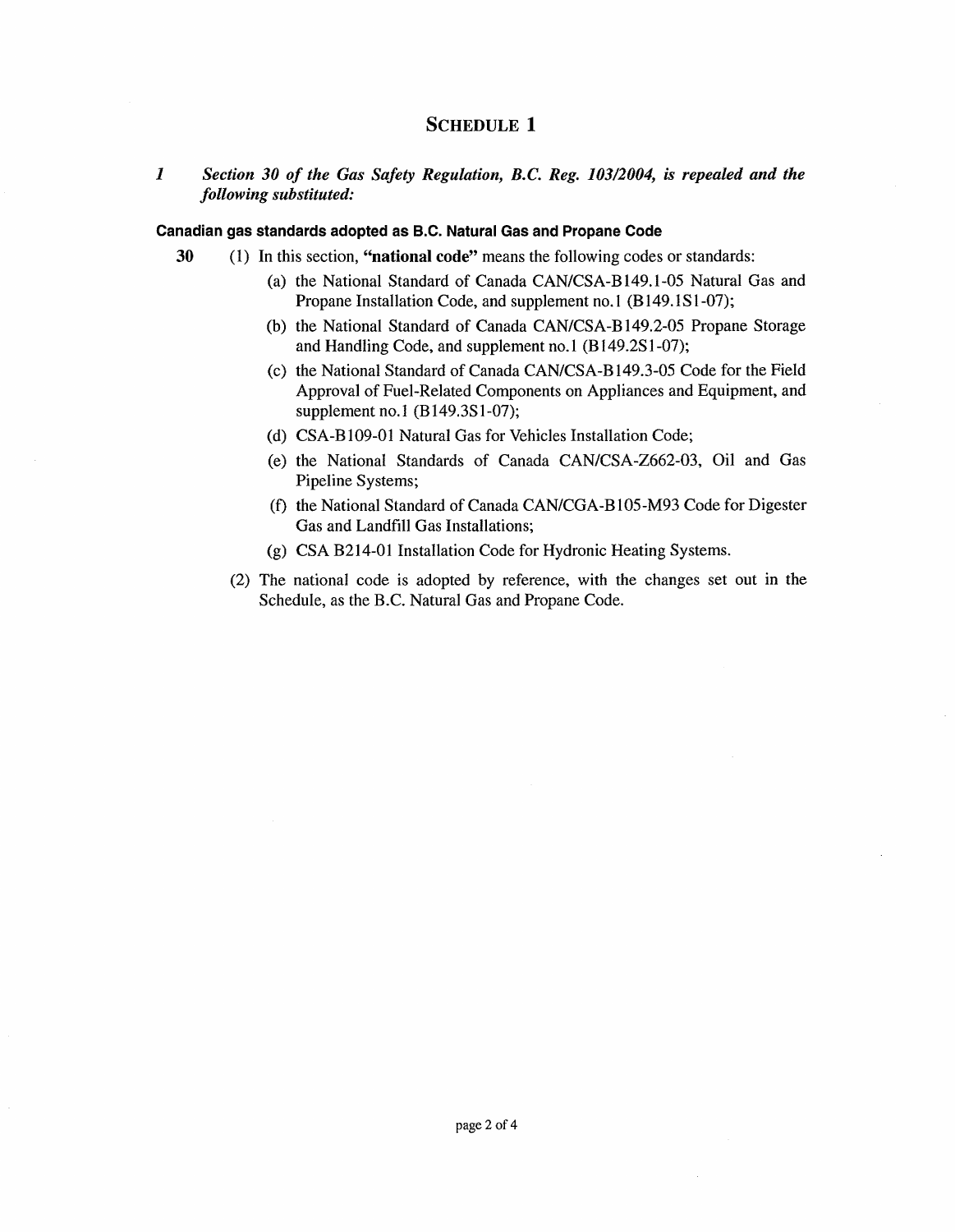## SCHEDULE 1

*1 Section 30 of the Gas Safety Regulation, B.C. Reg. 103/2004, is repealed and the following substituted:*

**Canadian gas standards adopted as B.C. Natural Gas and Propane Code**

**30** (1) In this section, **"national code"** means the following codes or standards:

- (a) the National Standard of Canada CAN/CSA-B149.1-05 Natural Gas and Propane Installation Code, and supplement no.1 (B149.1S1-07);
- (b) the National Standard of Canada CAN/CSA-B149.2-05 Propane Storage and Handling Code, and supplement no.1 (B149.2S1-07);
- (c) the National Standard of Canada CAN/CSA-B149.3-05 Code for the Field Approval of Fuel-Related Components on Appliances and Equipment, and supplement no.1 (B149.3S1-07);
- (d) CSA-B109-01 Natural Gas for Vehicles Installation Code;
- (e) the National Standards of Canada CAN/CSA-Z662-03, Oil and Gas Pipeline Systems;
- (f) the National Standard of Canada CAN/CGA-B105-M93 Code for Digester Gas and Landfill Gas Installations;
- (g) CSA B214-01 Installation Code for Hydronic Heating Systems.

(2) The national code is adopted by reference, with the changes set out in the Schedule, as the B.C. Natural Gas and Propane Code.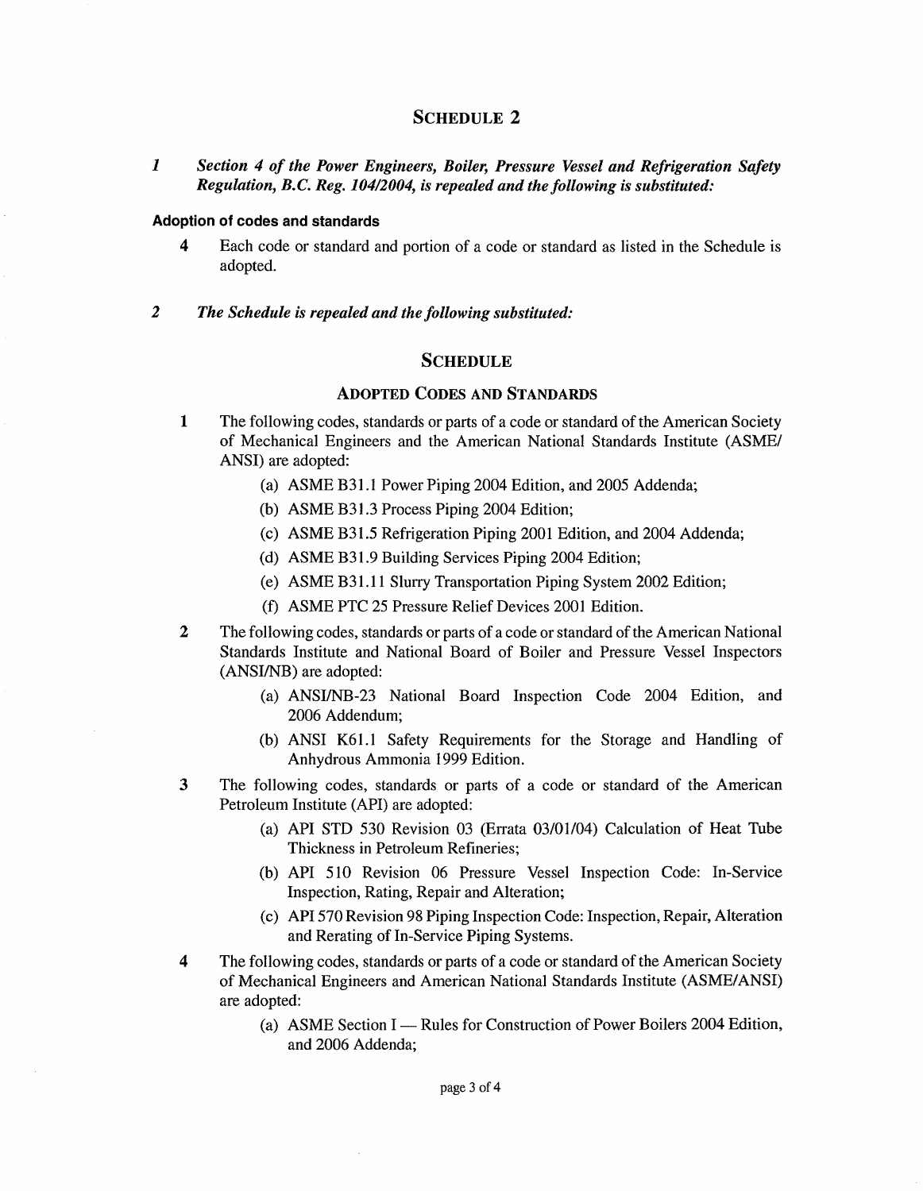# SCHEDULE 2

*1 Section 4 of the Power Engineers, Boiler, Pressure Vessel and Refrigeration Safety Regulation, B.C. Reg. 104/2004, is repealed and the following is substituted:*

**Adoption of codes and standards**

4 Each code or standard and portion of a code or standard as listed in the Schedule is adopted.

*2 The Schedule is repealed and the following substituted:*

## SCHEDULE

### ADOPTED CODES AND STANDARDS

1 The following codes, standards or parts of a code or standard of the American Society of Mechanical Engineers and the American National Standards Institute (ASME/ANSI) are adopted:

(a) ASME B31.1 Power Piping 2004 Edition, and 2005 Addenda;

(b) ASME B31.3 Process Piping 2004 Edition;

(c) ASME B31.5 Refrigeration Piping 2001 Edition, and 2004 Addenda;

(d) ASME B31.9 Building Services Piping 2004 Edition;

(e) ASME B31.11 Slurry Transportation Piping System 2002 Edition;

(f) ASME PTC 25 Pressure Relief Devices 2001 Edition.

2 The following codes, standards or parts of a code or standard of the American National Standards Institute and National Board of Boiler and Pressure Vessel Inspectors (ANSI/NB) are adopted:

(a) ANSI/NB-23 National Board Inspection Code 2004 Edition, and 2006 Addendum;

(b) ANSI K61.1 Safety Requirements for the Storage and Handling of Anhydrous Ammonia 1999 Edition.

3 The following codes, standards or parts of a code or standard of the American Petroleum Institute (API) are adopted:

(a) API STD 530 Revision 03 (Errata 03/01/04) Calculation of Heat Tube Thickness in Petroleum Refineries;

(b) API 510 Revision 06 Pressure Vessel Inspection Code: In-Service Inspection, Rating, Repair and Alteration;

(c) API 570 Revision 98 Piping Inspection Code: Inspection, Repair, Alteration and Rerating of In-Service Piping Systems.

4 The following codes, standards or parts of a code or standard of the American Society of Mechanical Engineers and American National Standards Institute (ASME/ANSI) are adopted:

(a) ASME Section I — Rules for Construction of Power Boilers 2004 Edition, and 2006 Addenda;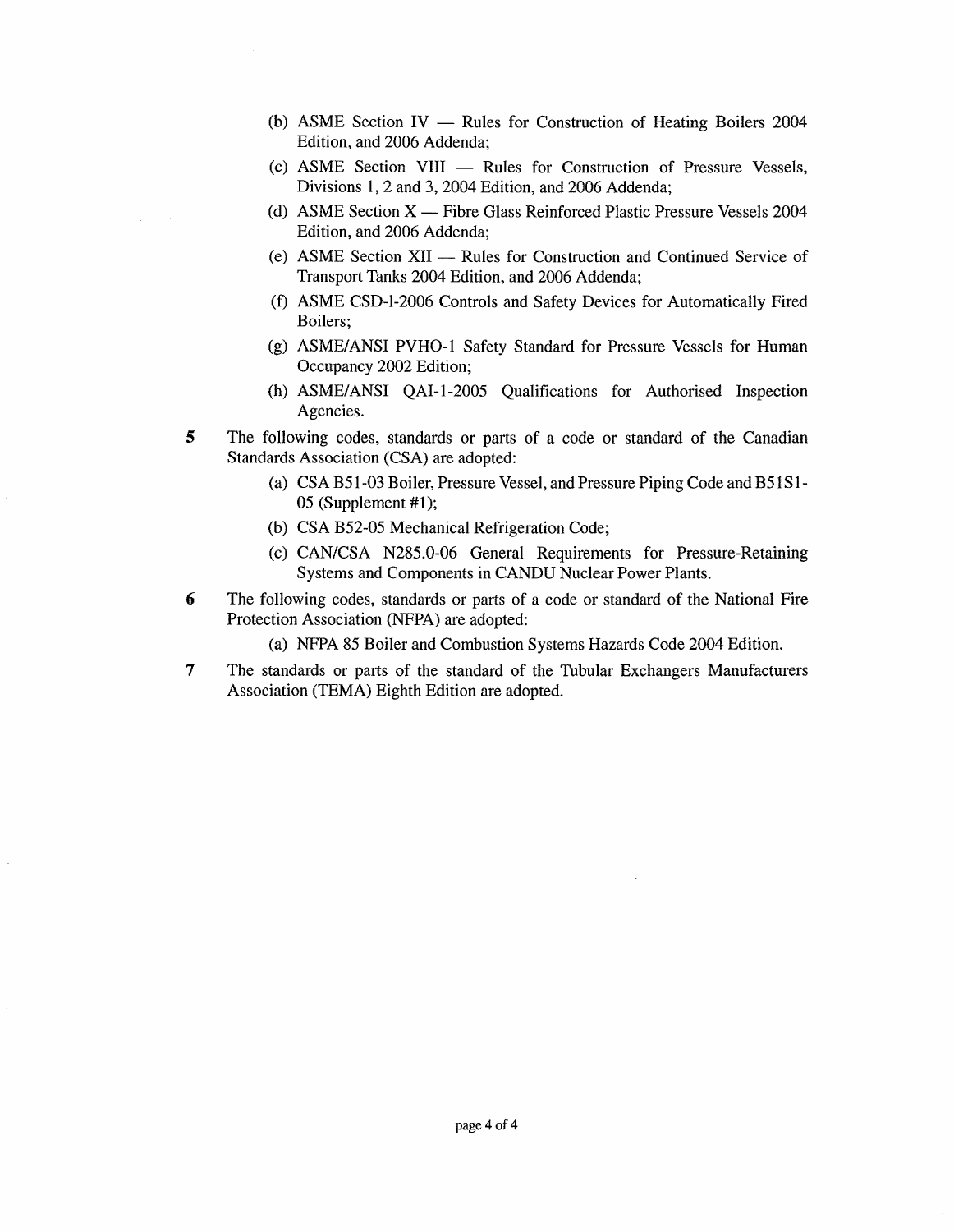(b) ASME Section IV — Rules for Construction of Heating Boilers 2004 Edition, and 2006 Addenda;

(c) ASME Section VIII — Rules for Construction of Pressure Vessels, Divisions 1, 2 and 3, 2004 Edition, and 2006 Addenda;

(d) ASME Section X — Fibre Glass Reinforced Plastic Pressure Vessels 2004 Edition, and 2006 Addenda;

(e) ASME Section XII — Rules for Construction and Continued Service of Transport Tanks 2004 Edition, and 2006 Addenda;

(f) ASME CSD-1-2006 Controls and Safety Devices for Automatically Fired Boilers;

(g) ASME/ANSI PVHO-1 Safety Standard for Pressure Vessels for Human Occupancy 2002 Edition;

(h) ASME/ANSI QAI-1-2005 Qualifications for Authorised Inspection Agencies.

**5** The following codes, standards or parts of a code or standard of the Canadian Standards Association (CSA) are adopted:

(a) CSA B51-03 Boiler, Pressure Vessel, and Pressure Piping Code and B51S1-05 (Supplement #1);

(b) CSA B52-05 Mechanical Refrigeration Code;

(c) CAN/CSA N285.0-06 General Requirements for Pressure-Retaining Systems and Components in CANDU Nuclear Power Plants.

**6** The following codes, standards or parts of a code or standard of the National Fire Protection Association (NFPA) are adopted:

(a) NFPA 85 Boiler and Combustion Systems Hazards Code 2004 Edition.

**7** The standards or parts of the standard of the Tubular Exchangers Manufacturers Association (TEMA) Eighth Edition are adopted.